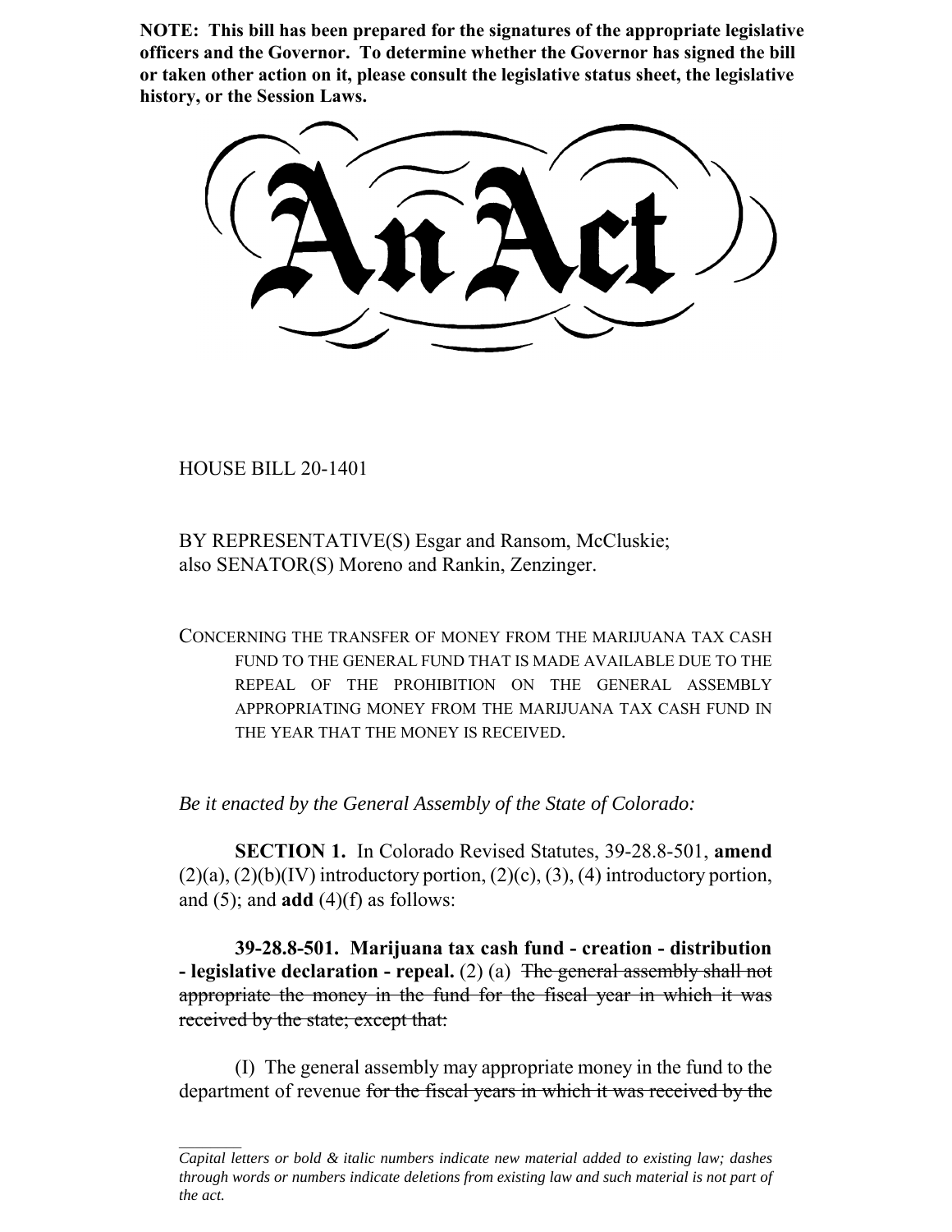**NOTE: This bill has been prepared for the signatures of the appropriate legislative officers and the Governor. To determine whether the Governor has signed the bill or taken other action on it, please consult the legislative status sheet, the legislative history, or the Session Laws.**

# An Act

HOUSE BILL 20-1401

BY REPRESENTATIVE(S) Esgar and Ransom, McCluskie;
also SENATOR(S) Moreno and Rankin, Zenzinger.

CONCERNING THE TRANSFER OF MONEY FROM THE MARIJUANA TAX CASH FUND TO THE GENERAL FUND THAT IS MADE AVAILABLE DUE TO THE REPEAL OF THE PROHIBITION ON THE GENERAL ASSEMBLY APPROPRIATING MONEY FROM THE MARIJUANA TAX CASH FUND IN THE YEAR THAT THE MONEY IS RECEIVED.

*Be it enacted by the General Assembly of the State of Colorado:*

**SECTION 1.** In Colorado Revised Statutes, 39-28.8-501, **amend** (2)(a), (2)(b)(IV) introductory portion, (2)(c), (3), (4) introductory portion, and (5); and **add** (4)(f) as follows:

**39-28.8-501. Marijuana tax cash fund - creation - distribution - legislative declaration - repeal.** (2) (a) ~~The general assembly shall not appropriate the money in the fund for the fiscal year in which it was received by the state; except that:~~

(I) The general assembly may appropriate money in the fund to the department of revenue ~~for the fiscal years in which it was received by the~~

*Capital letters or bold & italic numbers indicate new material added to existing law; dashes through words or numbers indicate deletions from existing law and such material is not part of the act.*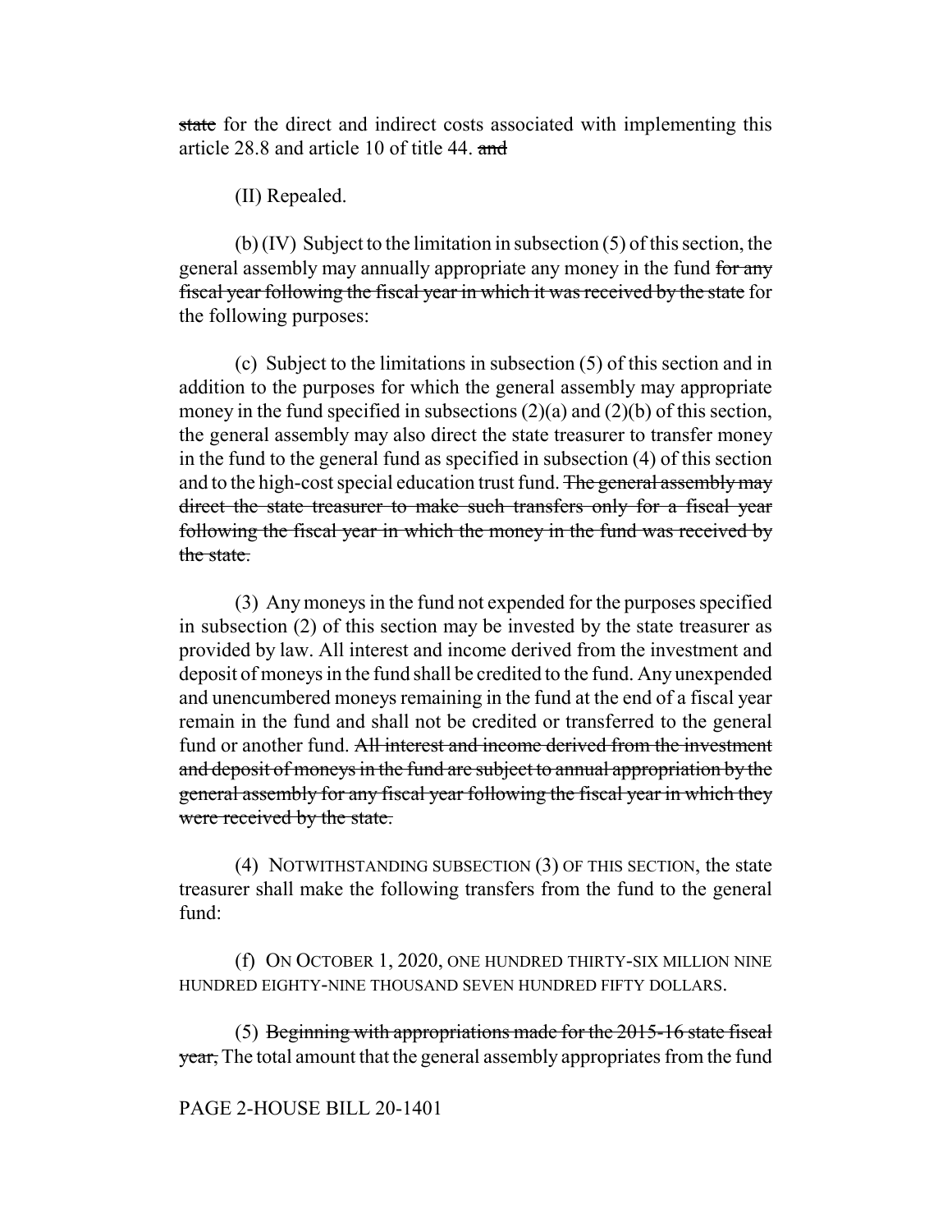~~state~~ for the direct and indirect costs associated with implementing this article 28.8 and article 10 of title 44. ~~and~~

(II) Repealed.

(b) (IV) Subject to the limitation in subsection (5) of this section, the general assembly may annually appropriate any money in the fund ~~for any fiscal year following the fiscal year in which it was received by the state~~ for the following purposes:

(c) Subject to the limitations in subsection (5) of this section and in addition to the purposes for which the general assembly may appropriate money in the fund specified in subsections (2)(a) and (2)(b) of this section, the general assembly may also direct the state treasurer to transfer money in the fund to the general fund as specified in subsection (4) of this section and to the high-cost special education trust fund. ~~The general assembly may direct the state treasurer to make such transfers only for a fiscal year following the fiscal year in which the money in the fund was received by the state.~~

(3) Any moneys in the fund not expended for the purposes specified in subsection (2) of this section may be invested by the state treasurer as provided by law. All interest and income derived from the investment and deposit of moneys in the fund shall be credited to the fund. Any unexpended and unencumbered moneys remaining in the fund at the end of a fiscal year remain in the fund and shall not be credited or transferred to the general fund or another fund. ~~All interest and income derived from the investment and deposit of moneys in the fund are subject to annual appropriation by the general assembly for any fiscal year following the fiscal year in which they were received by the state.~~

(4) NOTWITHSTANDING SUBSECTION (3) OF THIS SECTION, the state treasurer shall make the following transfers from the fund to the general fund:

(f) ON OCTOBER 1, 2020, ONE HUNDRED THIRTY-SIX MILLION NINE HUNDRED EIGHTY-NINE THOUSAND SEVEN HUNDRED FIFTY DOLLARS.

(5) ~~Beginning with appropriations made for the 2015-16 state fiscal year,~~ The total amount that the general assembly appropriates from the fund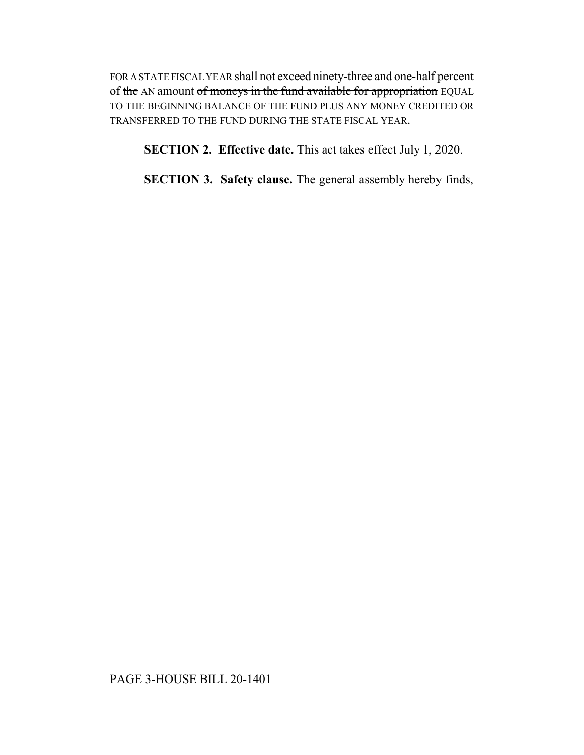FOR A STATE FISCAL YEAR shall not exceed ninety-three and one-half percent of ~~the~~ AN amount ~~of moneys in the fund available for appropriation~~ EQUAL TO THE BEGINNING BALANCE OF THE FUND PLUS ANY MONEY CREDITED OR TRANSFERRED TO THE FUND DURING THE STATE FISCAL YEAR.

**SECTION 2. Effective date.** This act takes effect July 1, 2020.

**SECTION 3. Safety clause.** The general assembly hereby finds,

PAGE 3-HOUSE BILL 20-1401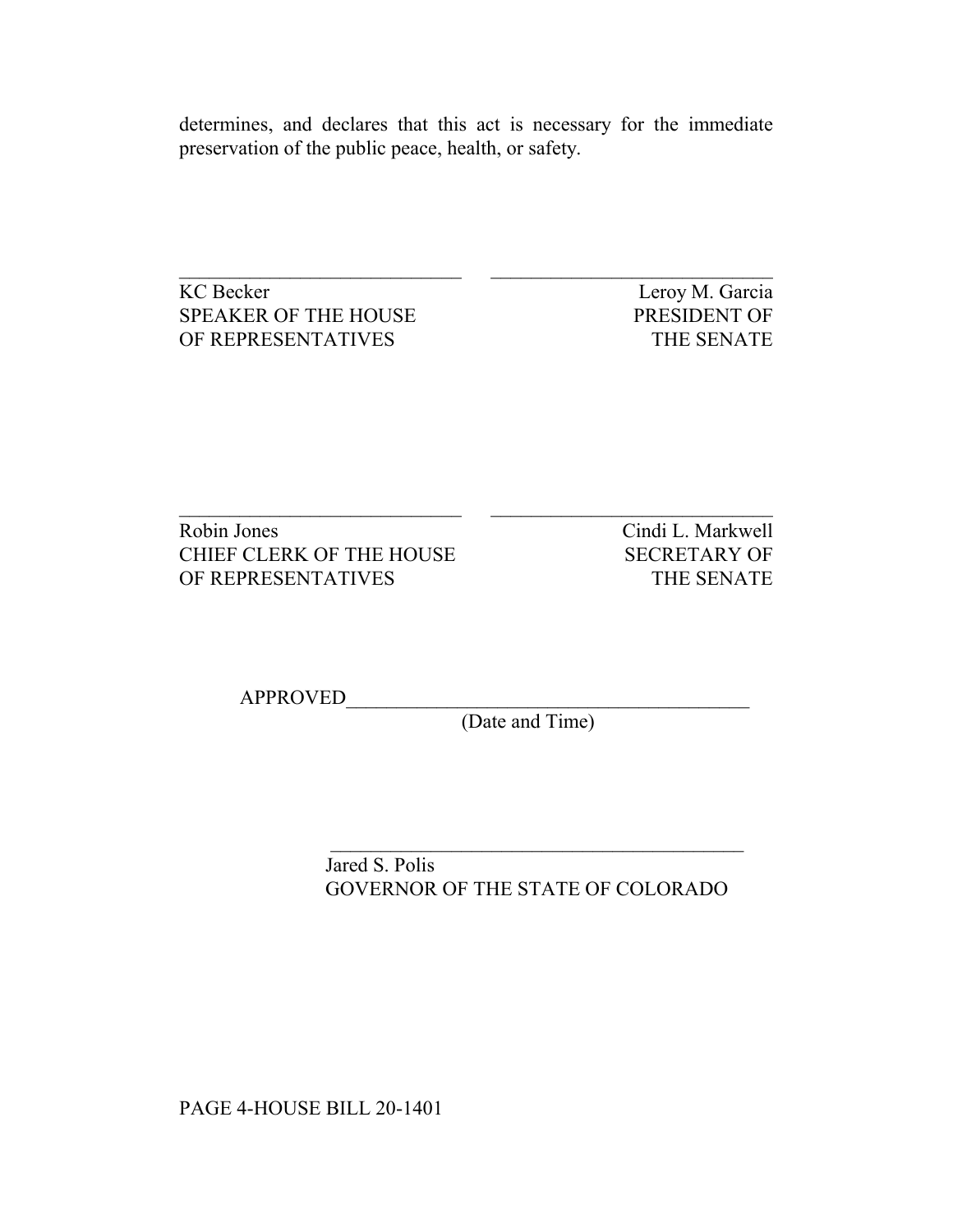determines, and declares that this act is necessary for the immediate preservation of the public peace, health, or safety.

| | |
|---|---|
| \_\_\_\_\_\_\_\_\_\_\_\_\_\_\_\_\_\_\_\_\_\_\_\_\_\_\_\_ | \_\_\_\_\_\_\_\_\_\_\_\_\_\_\_\_\_\_\_\_\_\_\_\_\_\_\_\_ |
| KC Becker | Leroy M. Garcia |
| SPEAKER OF THE HOUSE OF REPRESENTATIVES | PRESIDENT OF THE SENATE |

| | |
|---|---|
| \_\_\_\_\_\_\_\_\_\_\_\_\_\_\_\_\_\_\_\_\_\_\_\_\_\_\_\_ | \_\_\_\_\_\_\_\_\_\_\_\_\_\_\_\_\_\_\_\_\_\_\_\_\_\_\_\_ |
| Robin Jones | Cindi L. Markwell |
| CHIEF CLERK OF THE HOUSE OF REPRESENTATIVES | SECRETARY OF THE SENATE |

APPROVED\_\_\_\_\_\_\_\_\_\_\_\_\_\_\_\_\_\_\_\_\_\_\_\_\_\_\_\_\_\_\_\_\_\_\_\_\_\_\_\_
(Date and Time)

\_\_\_\_\_\_\_\_\_\_\_\_\_\_\_\_\_\_\_\_\_\_\_\_\_\_\_\_\_\_\_\_\_\_\_\_\_\_\_\_\_\_

Jared S. Polis
GOVERNOR OF THE STATE OF COLORADO

PAGE 4-HOUSE BILL 20-1401